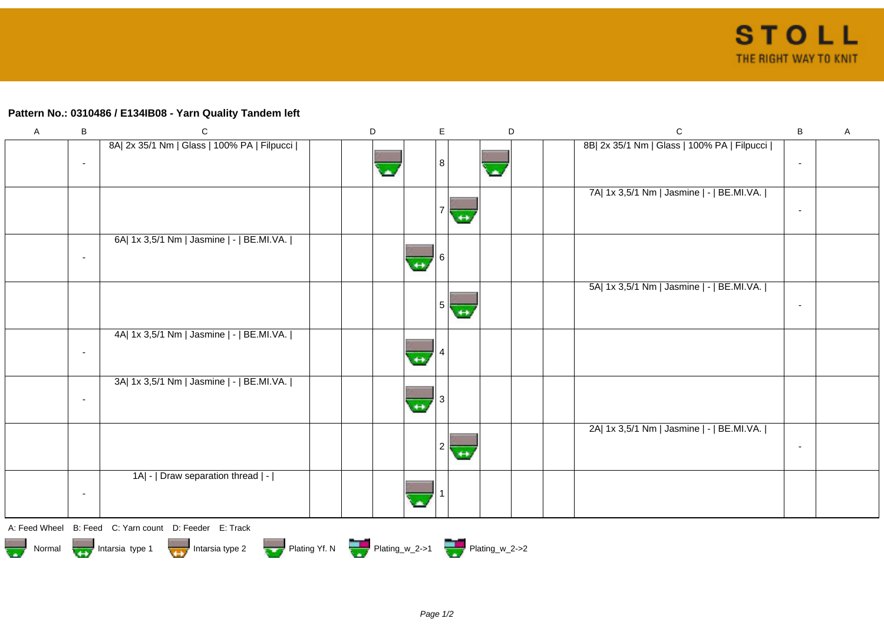**Pattern No.: 0310486 / E134IB08 - Yarn Quality Tandem left**

| A | B | C | D | D | D | E | D | D | D | C | B | A |
|---|---|---|---|---|---|---|---|---|---|---|---|---|
| | - | 8A\| 2x 35/1 Nm \| Glass \| 100% PA \| Filpucci \| | | | Normal | 8 | | Normal | | 8B\| 2x 35/1 Nm \| Glass \| 100% PA \| Filpucci \| | - | |
| | | | | | | 7 | Intarsia type 1 | | | 7A\| 1x 3,5/1 Nm \| Jasmine \| - \| BE.MI.VA. \| | - | |
| | - | 6A\| 1x 3,5/1 Nm \| Jasmine \| - \| BE.MI.VA. \| | | | Intarsia type 1 | 6 | | | | | | |
| | | | | | | 5 | Intarsia type 1 | | | 5A\| 1x 3,5/1 Nm \| Jasmine \| - \| BE.MI.VA. \| | - | |
| | - | 4A\| 1x 3,5/1 Nm \| Jasmine \| - \| BE.MI.VA. \| | | | Intarsia type 1 | 4 | | | | | | |
| | - | 3A\| 1x 3,5/1 Nm \| Jasmine \| - \| BE.MI.VA. \| | | | Intarsia type 1 | 3 | | | | | | |
| | | | | | | 2 | Intarsia type 1 | | | 2A\| 1x 3,5/1 Nm \| Jasmine \| - \| BE.MI.VA. \| | - | |
| | - | 1A\| - \| Draw separation thread \| - \| | | | Normal | 1 | | | | | | |

A: Feed Wheel B: Feed C: Yarn count D: Feeder E: Track

Normal Intarsia type 1 Intarsia type 2 Plating Yf. N Plating_w_2->1 Plating_w_2->2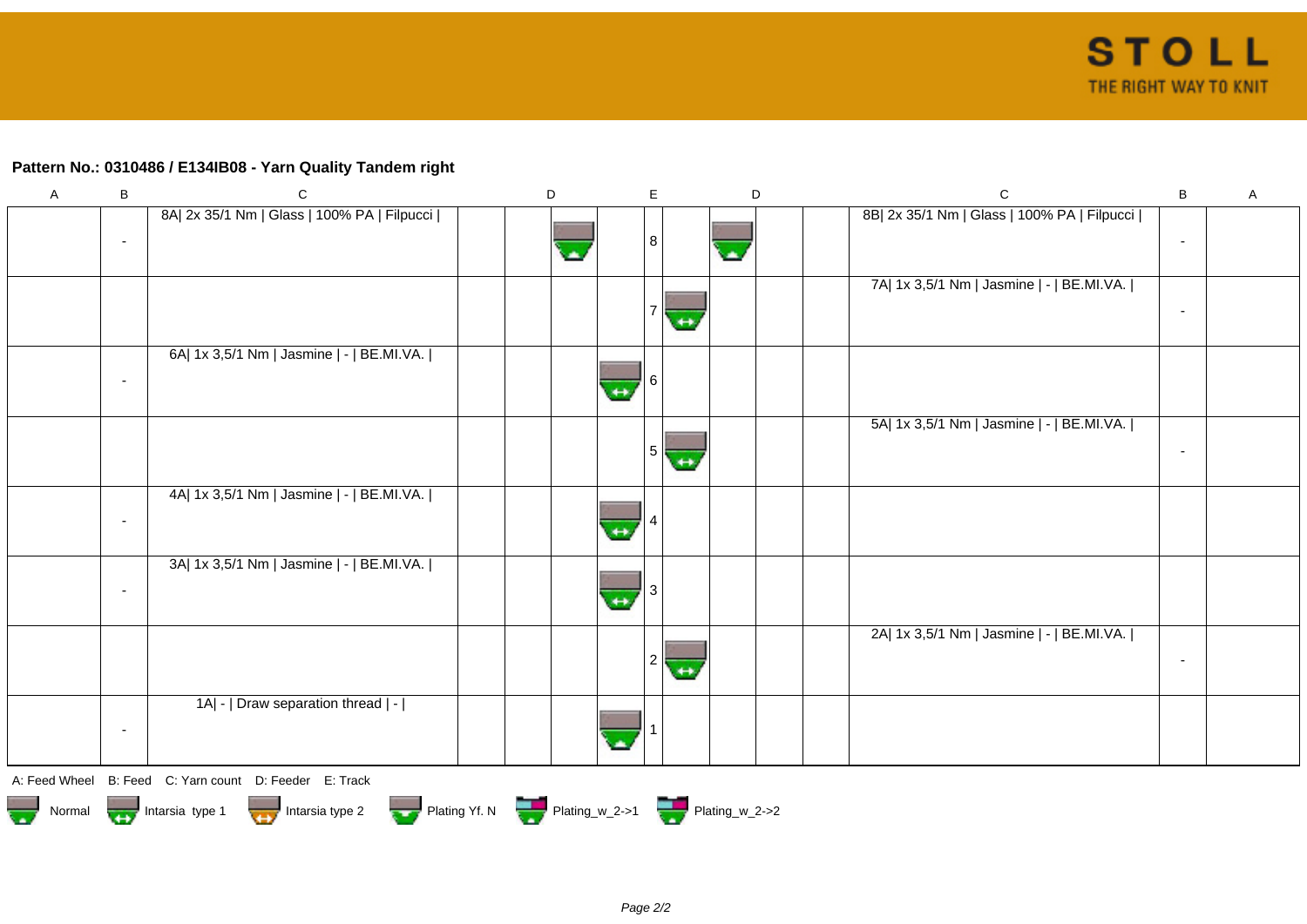STOLL
THE RIGHT WAY TO KNIT

**Pattern No.: 0310486 / E134IB08 - Yarn Quality Tandem right**

| A | B | C | D | | | E | | D | | | C | B | A |
|---|---|---|---|---|---|---|---|---|---|---|---|---|---|
| | - | 8A\| 2x 35/1 Nm \| Glass \| 100% PA \| Filpucci \| | | | | 8 | | | | | 8B\| 2x 35/1 Nm \| Glass \| 100% PA \| Filpucci \| | - | |
| | | | | | | 7 | | | | | 7A\| 1x 3,5/1 Nm \| Jasmine \| - \| BE.MI.VA. \| | - | |
| | - | 6A\| 1x 3,5/1 Nm \| Jasmine \| - \| BE.MI.VA. \| | | | | 6 | | | | | | | |
| | | | | | | 5 | | | | | 5A\| 1x 3,5/1 Nm \| Jasmine \| - \| BE.MI.VA. \| | - | |
| | - | 4A\| 1x 3,5/1 Nm \| Jasmine \| - \| BE.MI.VA. \| | | | | 4 | | | | | | | |
| | - | 3A\| 1x 3,5/1 Nm \| Jasmine \| - \| BE.MI.VA. \| | | | | 3 | | | | | | | |
| | | | | | | 2 | | | | | 2A\| 1x 3,5/1 Nm \| Jasmine \| - \| BE.MI.VA. \| | - | |
| | - | 1A\| - \| Draw separation thread \| - \| | | | | 1 | | | | | | | |

A: Feed Wheel B: Feed C: Yarn count D: Feeder E: Track

Normal Intarsia type 1 Intarsia type 2 Plating Yf. N Plating_w_2->1 Plating_w_2->2